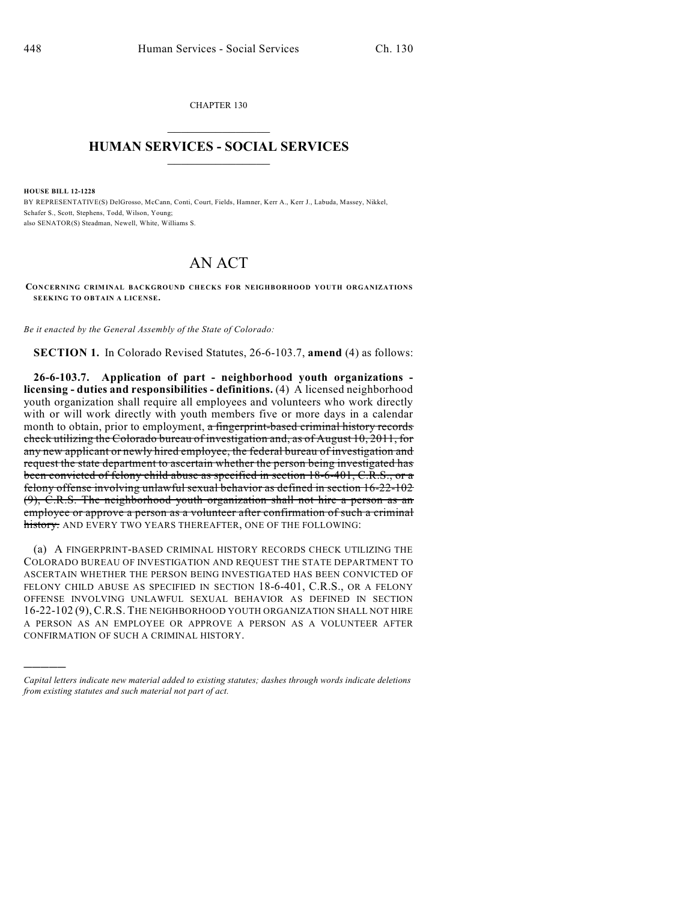CHAPTER 130

# HUMAN SERVICES - SOCIAL SERVICES

**HOUSE BILL 12-1228**

BY REPRESENTATIVE(S) DelGrosso, McCann, Conti, Court, Fields, Hamner, Kerr A., Kerr J., Labuda, Massey, Nikkel, Schafer S., Scott, Stephens, Todd, Wilson, Young;
also SENATOR(S) Steadman, Newell, White, Williams S.

# AN ACT

**CONCERNING CRIMINAL BACKGROUND CHECKS FOR NEIGHBORHOOD YOUTH ORGANIZATIONS SEEKING TO OBTAIN A LICENSE.**

*Be it enacted by the General Assembly of the State of Colorado:*

**SECTION 1.** In Colorado Revised Statutes, 26-6-103.7, **amend** (4) as follows:

**26-6-103.7. Application of part - neighborhood youth organizations - licensing - duties and responsibilities - definitions.** (4) A licensed neighborhood youth organization shall require all employees and volunteers who work directly with or will work directly with youth members five or more days in a calendar month to obtain, prior to employment, ~~a fingerprint-based criminal history records check utilizing the Colorado bureau of investigation and, as of August 10, 2011, for any new applicant or newly hired employee, the federal bureau of investigation and request the state department to ascertain whether the person being investigated has been convicted of felony child abuse as specified in section 18-6-401, C.R.S., or a felony offense involving unlawful sexual behavior as defined in section 16-22-102 (9), C.R.S. The neighborhood youth organization shall not hire a person as an employee or approve a person as a volunteer after confirmation of such a criminal history.~~ AND EVERY TWO YEARS THEREAFTER, ONE OF THE FOLLOWING:

(a) A FINGERPRINT-BASED CRIMINAL HISTORY RECORDS CHECK UTILIZING THE COLORADO BUREAU OF INVESTIGATION AND REQUEST THE STATE DEPARTMENT TO ASCERTAIN WHETHER THE PERSON BEING INVESTIGATED HAS BEEN CONVICTED OF FELONY CHILD ABUSE AS SPECIFIED IN SECTION 18-6-401, C.R.S., OR A FELONY OFFENSE INVOLVING UNLAWFUL SEXUAL BEHAVIOR AS DEFINED IN SECTION 16-22-102 (9), C.R.S. THE NEIGHBORHOOD YOUTH ORGANIZATION SHALL NOT HIRE A PERSON AS AN EMPLOYEE OR APPROVE A PERSON AS A VOLUNTEER AFTER CONFIRMATION OF SUCH A CRIMINAL HISTORY.

---

*Capital letters indicate new material added to existing statutes; dashes through words indicate deletions from existing statutes and such material not part of act.*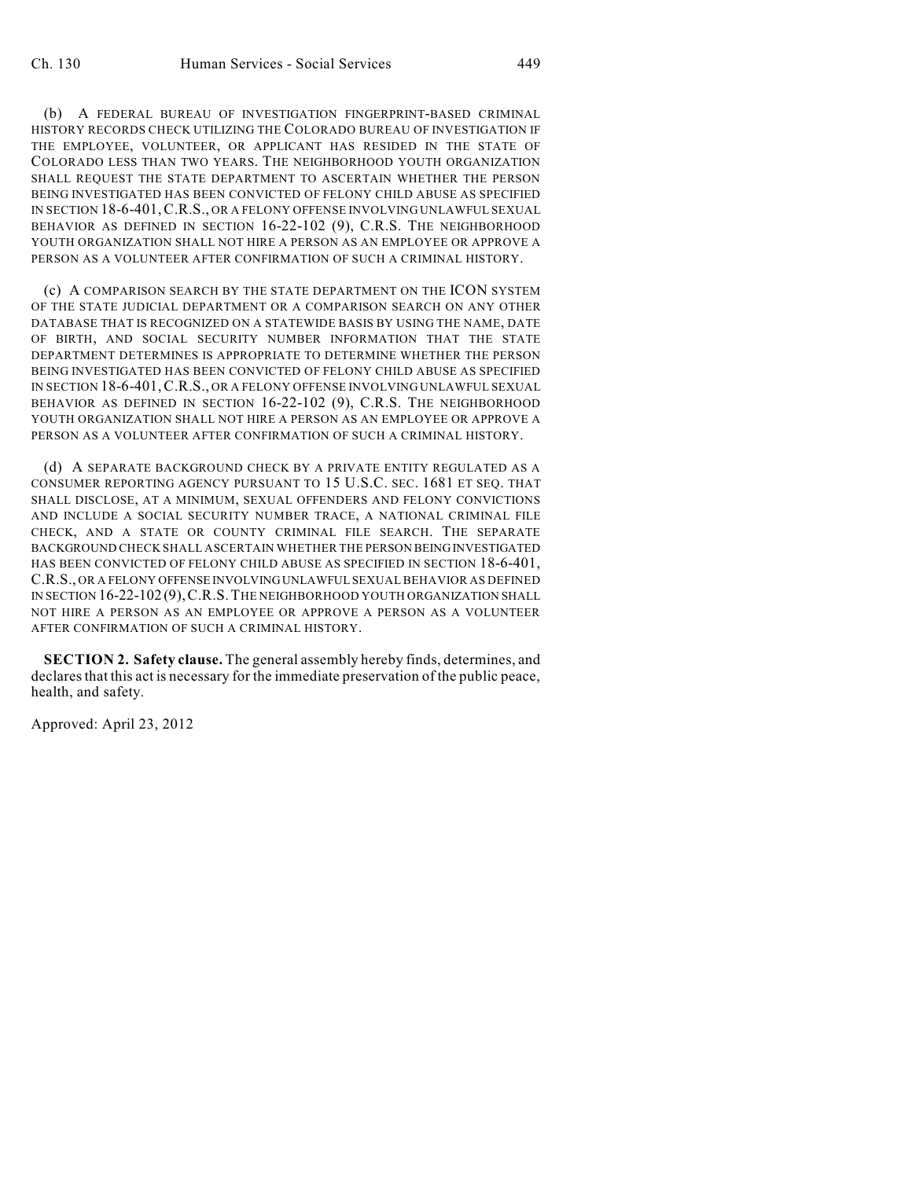(b) A FEDERAL BUREAU OF INVESTIGATION FINGERPRINT-BASED CRIMINAL HISTORY RECORDS CHECK UTILIZING THE COLORADO BUREAU OF INVESTIGATION IF THE EMPLOYEE, VOLUNTEER, OR APPLICANT HAS RESIDED IN THE STATE OF COLORADO LESS THAN TWO YEARS. THE NEIGHBORHOOD YOUTH ORGANIZATION SHALL REQUEST THE STATE DEPARTMENT TO ASCERTAIN WHETHER THE PERSON BEING INVESTIGATED HAS BEEN CONVICTED OF FELONY CHILD ABUSE AS SPECIFIED IN SECTION 18-6-401, C.R.S., OR A FELONY OFFENSE INVOLVING UNLAWFUL SEXUAL BEHAVIOR AS DEFINED IN SECTION 16-22-102 (9), C.R.S. THE NEIGHBORHOOD YOUTH ORGANIZATION SHALL NOT HIRE A PERSON AS AN EMPLOYEE OR APPROVE A PERSON AS A VOLUNTEER AFTER CONFIRMATION OF SUCH A CRIMINAL HISTORY.

(c) A COMPARISON SEARCH BY THE STATE DEPARTMENT ON THE ICON SYSTEM OF THE STATE JUDICIAL DEPARTMENT OR A COMPARISON SEARCH ON ANY OTHER DATABASE THAT IS RECOGNIZED ON A STATEWIDE BASIS BY USING THE NAME, DATE OF BIRTH, AND SOCIAL SECURITY NUMBER INFORMATION THAT THE STATE DEPARTMENT DETERMINES IS APPROPRIATE TO DETERMINE WHETHER THE PERSON BEING INVESTIGATED HAS BEEN CONVICTED OF FELONY CHILD ABUSE AS SPECIFIED IN SECTION 18-6-401, C.R.S., OR A FELONY OFFENSE INVOLVING UNLAWFUL SEXUAL BEHAVIOR AS DEFINED IN SECTION 16-22-102 (9), C.R.S. THE NEIGHBORHOOD YOUTH ORGANIZATION SHALL NOT HIRE A PERSON AS AN EMPLOYEE OR APPROVE A PERSON AS A VOLUNTEER AFTER CONFIRMATION OF SUCH A CRIMINAL HISTORY.

(d) A SEPARATE BACKGROUND CHECK BY A PRIVATE ENTITY REGULATED AS A CONSUMER REPORTING AGENCY PURSUANT TO 15 U.S.C. SEC. 1681 ET SEQ. THAT SHALL DISCLOSE, AT A MINIMUM, SEXUAL OFFENDERS AND FELONY CONVICTIONS AND INCLUDE A SOCIAL SECURITY NUMBER TRACE, A NATIONAL CRIMINAL FILE CHECK, AND A STATE OR COUNTY CRIMINAL FILE SEARCH. THE SEPARATE BACKGROUND CHECK SHALL ASCERTAIN WHETHER THE PERSON BEING INVESTIGATED HAS BEEN CONVICTED OF FELONY CHILD ABUSE AS SPECIFIED IN SECTION 18-6-401, C.R.S., OR A FELONY OFFENSE INVOLVING UNLAWFUL SEXUAL BEHAVIOR AS DEFINED IN SECTION 16-22-102 (9), C.R.S. THE NEIGHBORHOOD YOUTH ORGANIZATION SHALL NOT HIRE A PERSON AS AN EMPLOYEE OR APPROVE A PERSON AS A VOLUNTEER AFTER CONFIRMATION OF SUCH A CRIMINAL HISTORY.

**SECTION 2. Safety clause.** The general assembly hereby finds, determines, and declares that this act is necessary for the immediate preservation of the public peace, health, and safety.

Approved: April 23, 2012